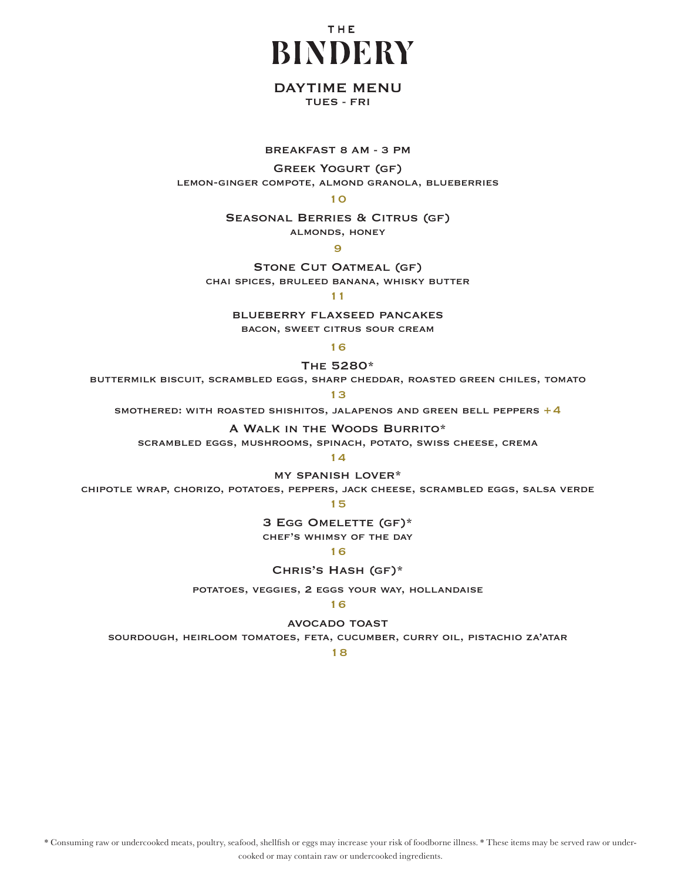# THE BINDERY

## DAYTIME MENU

TUES - FRI

### BREAKFAST 8 AM - 3 PM

**Greek Yogurt (GF)**
lemon-ginger compote, almond granola, blueberries
10

**Seasonal Berries & Citrus (GF)**
almonds, honey
9

**Stone Cut Oatmeal (GF)**
chai spices, bruleed banana, whisky butter
11

**BLUEBERRY FLAXSEED PANCAKES**
bacon, sweet citrus sour cream
16

**The 5280***
buttermilk biscuit, scrambled eggs, sharp cheddar, roasted green chiles, tomato
13
smothered: with roasted shishitos, jalapenos and green bell peppers +4

**A Walk in the Woods Burrito***
scrambled eggs, mushrooms, spinach, potato, swiss cheese, crema
14

**MY SPANISH LOVER***
chipotle wrap, chorizo, potatoes, peppers, jack cheese, scrambled eggs, salsa verde
15

**3 Egg Omelette (GF)***
chef's whimsy of the day
16

**Chris's Hash (GF)***
potatoes, veggies, 2 eggs your way, hollandaise
16

**AVOCADO TOAST**
sourdough, heirloom tomatoes, feta, cucumber, curry oil, pistachio za'atar
18

* Consuming raw or undercooked meats, poultry, seafood, shellfish or eggs may increase your risk of foodborne illness. * These items may be served raw or undercooked or may contain raw or undercooked ingredients.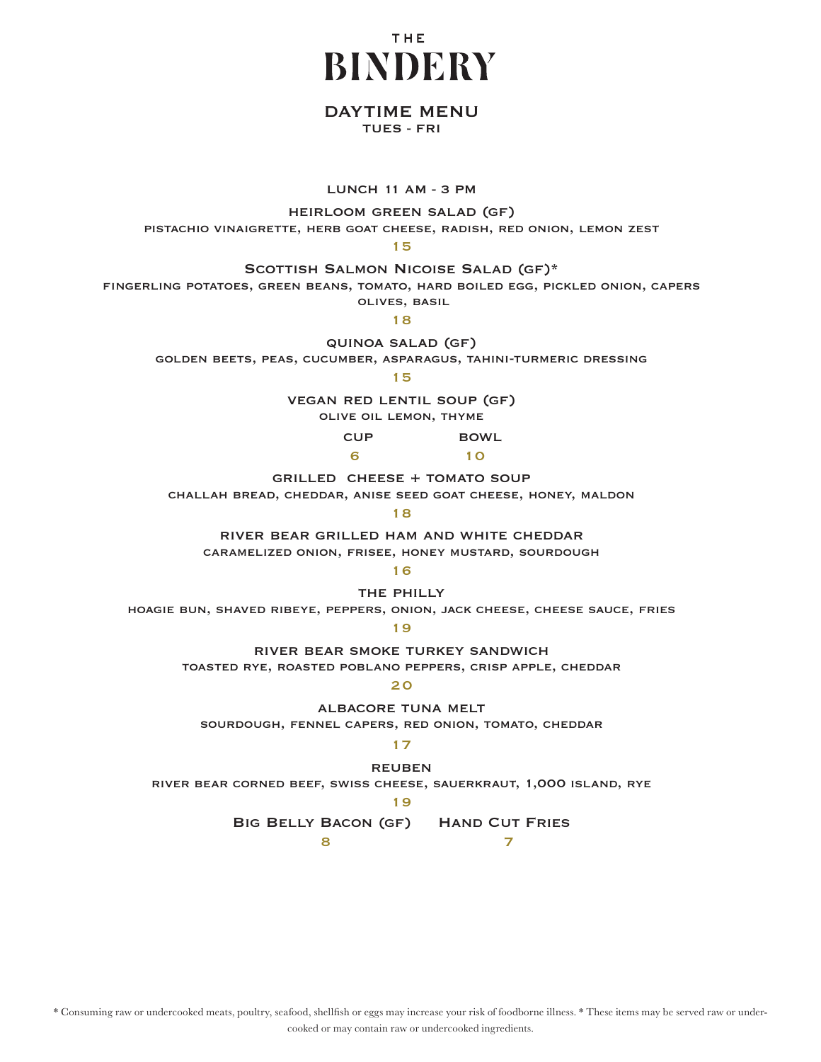# THE BINDERY

## DAYTIME MENU

TUES - FRI

### LUNCH 11 AM - 3 PM

**HEIRLOOM GREEN SALAD (GF)**
pistachio vinaigrette, herb goat cheese, radish, red onion, lemon zest
15

**Scottish Salmon Nicoise Salad (GF)***
fingerling potatoes, green beans, tomato, hard boiled egg, pickled onion, capers olives, basil
18

**QUINOA SALAD (GF)**
golden beets, peas, cucumber, asparagus, tahini-turmeric dressing
15

**VEGAN RED LENTIL SOUP (GF)**
olive oil lemon, thyme

| CUP | BOWL |
|---|---|
| 6 | 10 |

**GRILLED CHEESE + TOMATO SOUP**
challah bread, cheddar, anise seed goat cheese, honey, maldon
18

**RIVER BEAR GRILLED HAM AND WHITE CHEDDAR**
caramelized onion, frisee, honey mustard, sourdough
16

**THE PHILLY**
hoagie bun, shaved ribeye, peppers, onion, jack cheese, cheese sauce, fries
19

**RIVER BEAR SMOKE TURKEY SANDWICH**
toasted rye, roasted poblano peppers, crisp apple, cheddar
20

**ALBACORE TUNA MELT**
sourdough, fennel capers, red onion, tomato, cheddar
17

**REUBEN**
river bear corned beef, swiss cheese, sauerkraut, 1,000 island, rye
19

| Big Belly Bacon (GF) | Hand Cut Fries |
|---|---|
| 8 | 7 |

\* Consuming raw or undercooked meats, poultry, seafood, shellfish or eggs may increase your risk of foodborne illness. * These items may be served raw or undercooked or may contain raw or undercooked ingredients.